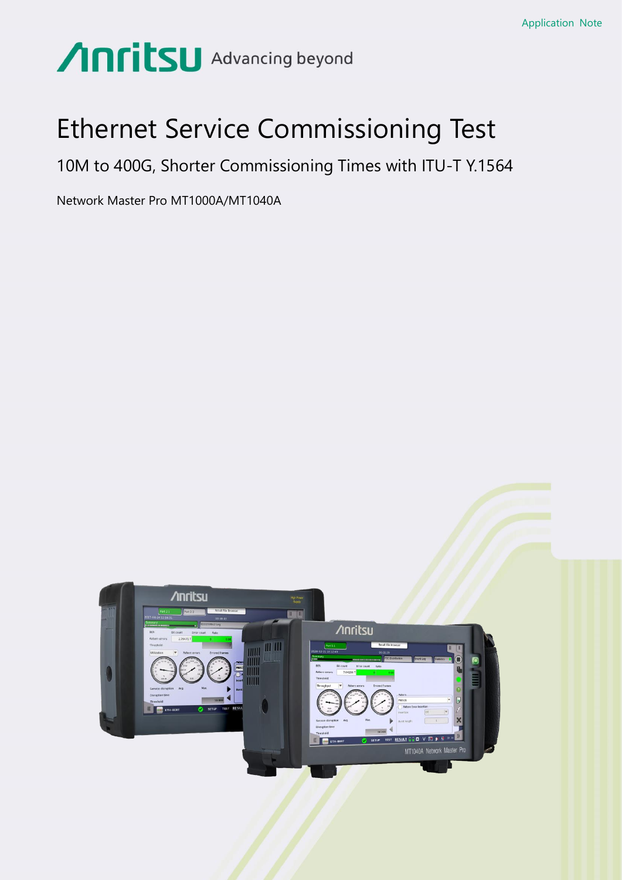Application Note

Anritsu Advancing beyond

# Ethernet Service Commissioning Test

## 10M to 400G, Shorter Commissioning Times with ITU-T Y.1564

Network Master Pro MT1000A/MT1040A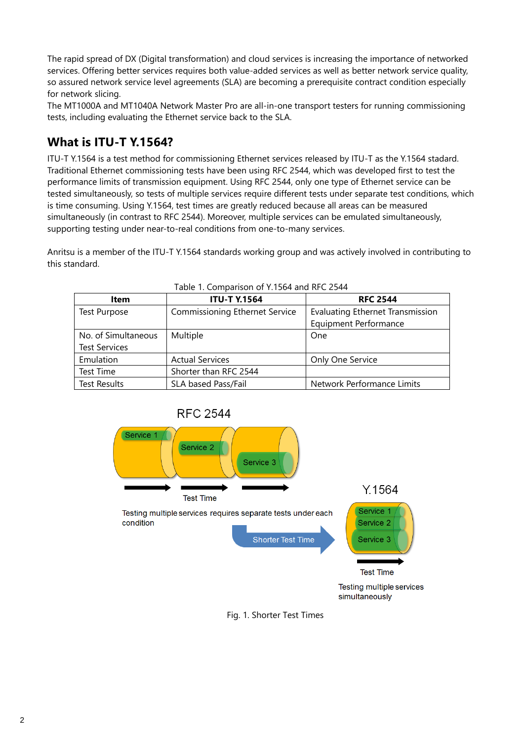The rapid spread of DX (Digital transformation) and cloud services is increasing the importance of networked services. Offering better services requires both value-added services as well as better network service quality, so assured network service level agreements (SLA) are becoming a prerequisite contract condition especially for network slicing.
The MT1000A and MT1040A Network Master Pro are all-in-one transport testers for running commissioning tests, including evaluating the Ethernet service back to the SLA.

## What is ITU-T Y.1564?

ITU-T Y.1564 is a test method for commissioning Ethernet services released by ITU-T as the Y.1564 stadard. Traditional Ethernet commissioning tests have been using RFC 2544, which was developed first to test the performance limits of transmission equipment. Using RFC 2544, only one type of Ethernet service can be tested simultaneously, so tests of multiple services require different tests under separate test conditions, which is time consuming. Using Y.1564, test times are greatly reduced because all areas can be measured simultaneously (in contrast to RFC 2544). Moreover, multiple services can be emulated simultaneously, supporting testing under near-to-real conditions from one-to-many services.

Anritsu is a member of the ITU-T Y.1564 standards working group and was actively involved in contributing to this standard.

Table 1. Comparison of Y.1564 and RFC 2544

| Item | ITU-T Y.1564 | RFC 2544 |
|---|---|---|
| Test Purpose | Commissioning Ethernet Service | Evaluating Ethernet Transmission Equipment Performance |
| No. of Simultaneous Test Services | Multiple | One |
| Emulation | Actual Services | Only One Service |
| Test Time | Shorter than RFC 2544 | |
| Test Results | SLA based Pass/Fail | Network Performance Limits |

RFC 2544

Service 1 Service 2 Service 3

Test Time

Testing multiple services requires separate tests under each condition

Shorter Test Time

Y.1564

Service 1 Service 2 Service 3

Test Time

Testing multiple services simultaneously

Fig. 1. Shorter Test Times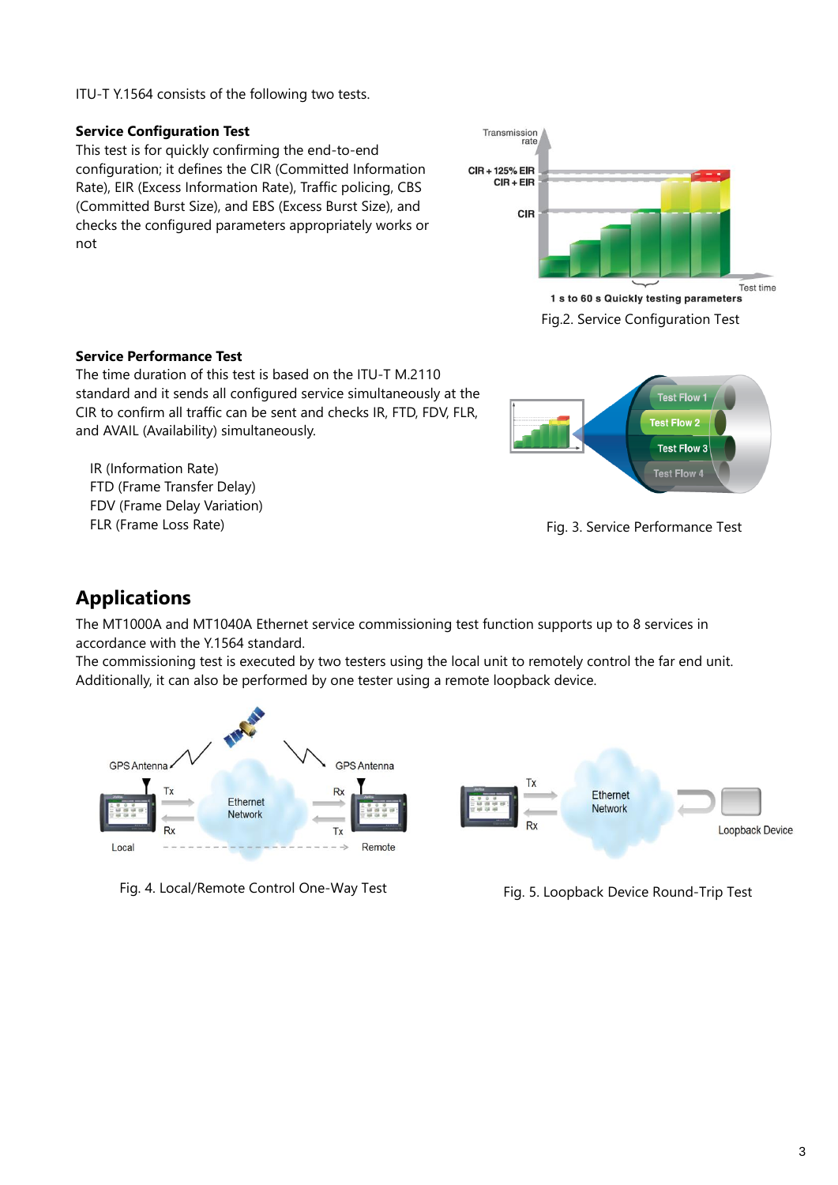ITU-T Y.1564 consists of the following two tests.

**Service Configuration Test**

This test is for quickly confirming the end-to-end configuration; it defines the CIR (Committed Information Rate), EIR (Excess Information Rate), Traffic policing, CBS (Committed Burst Size), and EBS (Excess Burst Size), and checks the configured parameters appropriately works or not

Fig.2. Service Configuration Test

**Service Performance Test**

The time duration of this test is based on the ITU-T M.2110 standard and it sends all configured service simultaneously at the CIR to confirm all traffic can be sent and checks IR, FTD, FDV, FLR, and AVAIL (Availability) simultaneously.

IR (Information Rate)
FTD (Frame Transfer Delay)
FDV (Frame Delay Variation)
FLR (Frame Loss Rate)

Fig. 3. Service Performance Test

## Applications

The MT1000A and MT1040A Ethernet service commissioning test function supports up to 8 services in accordance with the Y.1564 standard.
The commissioning test is executed by two testers using the local unit to remotely control the far end unit. Additionally, it can also be performed by one tester using a remote loopback device.

Fig. 4. Local/Remote Control One-Way Test

Fig. 5. Loopback Device Round-Trip Test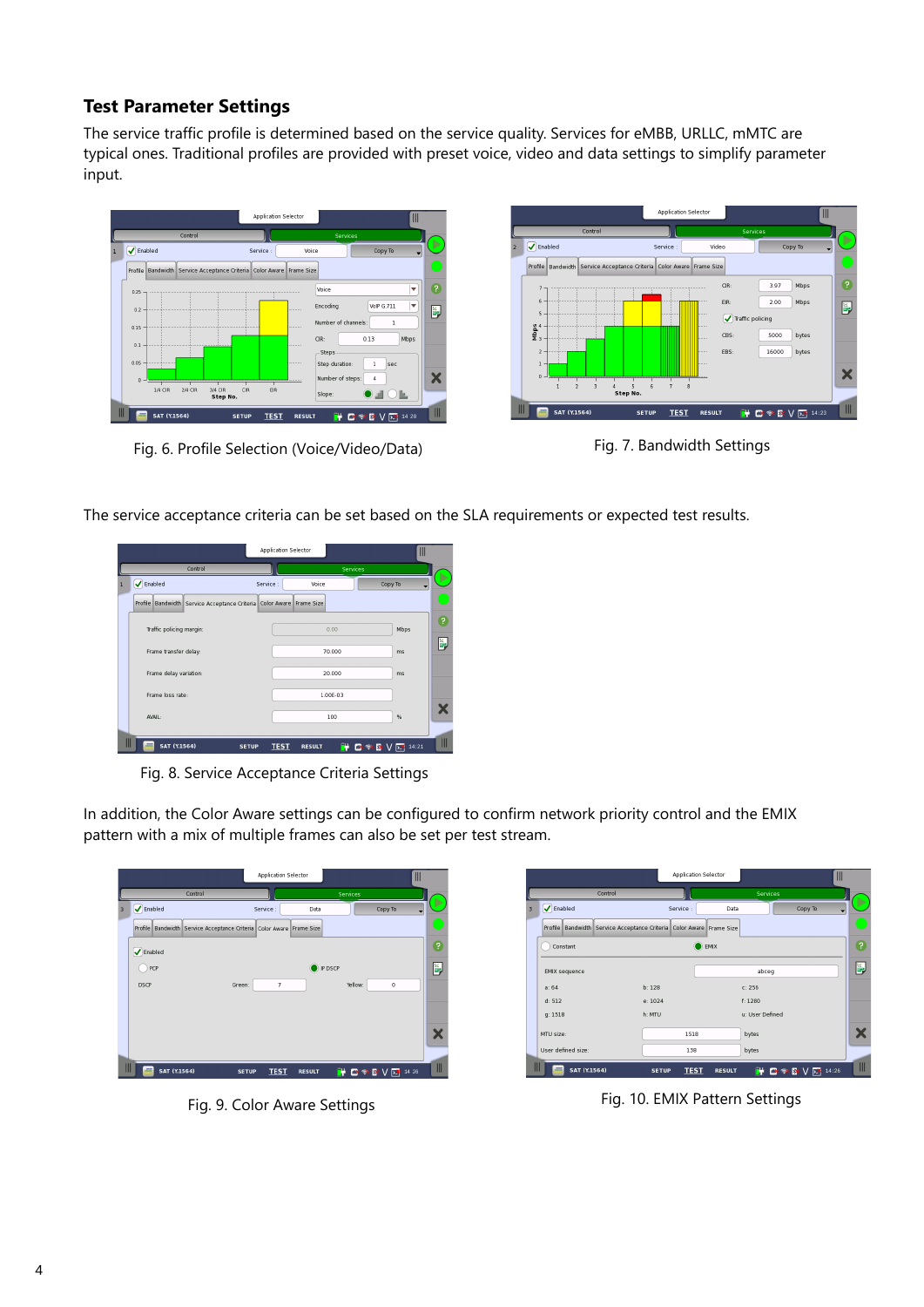## Test Parameter Settings

The service traffic profile is determined based on the service quality. Services for eMBB, URLLC, mMTC are typical ones. Traditional profiles are provided with preset voice, video and data settings to simplify parameter input.

Fig. 6. Profile Selection (Voice/Video/Data)

Fig. 7. Bandwidth Settings

The service acceptance criteria can be set based on the SLA requirements or expected test results.

Fig. 8. Service Acceptance Criteria Settings

In addition, the Color Aware settings can be configured to confirm network priority control and the EMIX pattern with a mix of multiple frames can also be set per test stream.

Fig. 9. Color Aware Settings

Fig. 10. EMIX Pattern Settings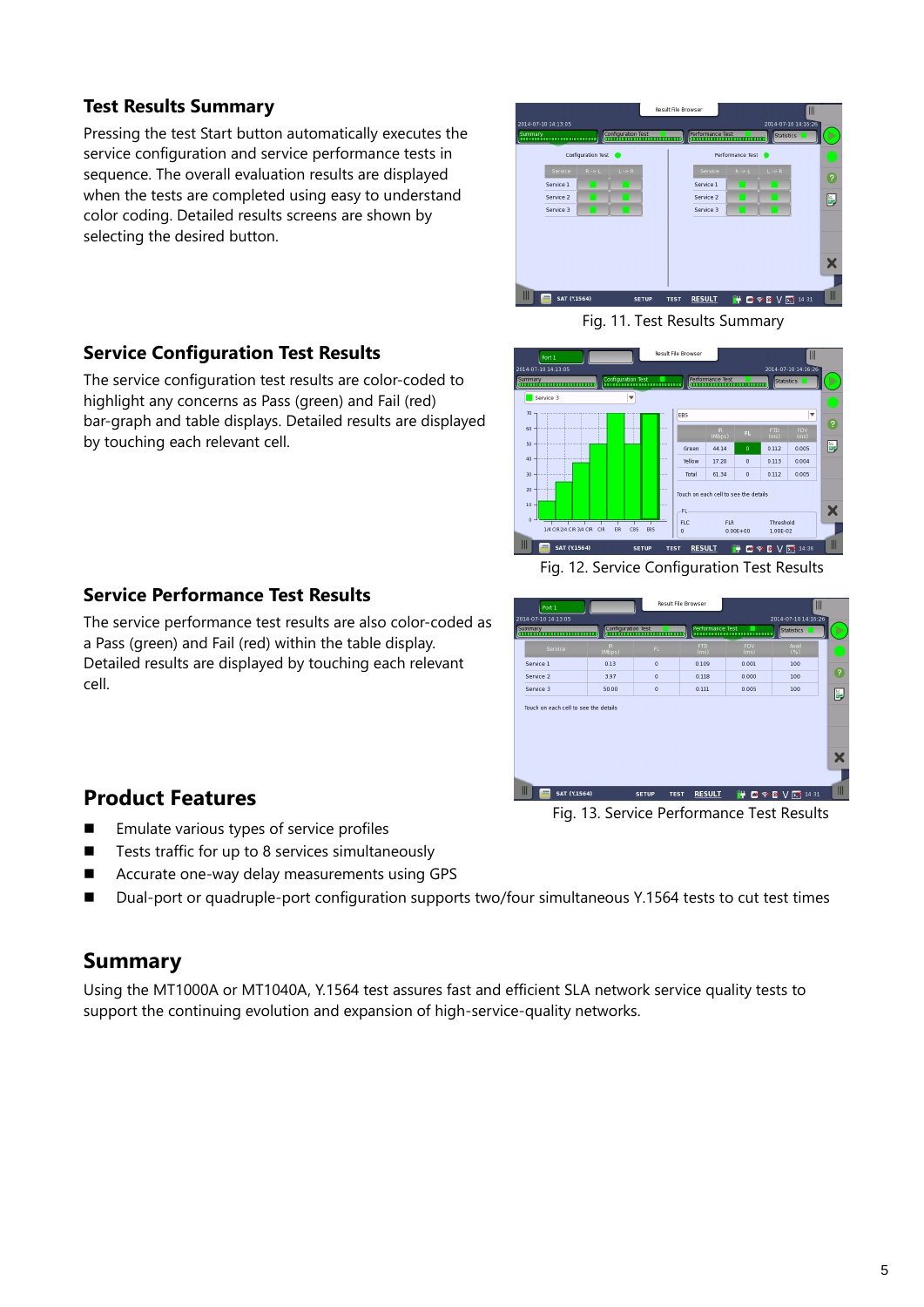## Test Results Summary

Pressing the test Start button automatically executes the service configuration and service performance tests in sequence. The overall evaluation results are displayed when the tests are completed using easy to understand color coding. Detailed results screens are shown by selecting the desired button.

Fig. 11. Test Results Summary

## Service Configuration Test Results

The service configuration test results are color-coded to highlight any concerns as Pass (green) and Fail (red) bar-graph and table displays. Detailed results are displayed by touching each relevant cell.

Fig. 12. Service Configuration Test Results

## Service Performance Test Results

The service performance test results are also color-coded as a Pass (green) and Fail (red) within the table display. Detailed results are displayed by touching each relevant cell.

Fig. 13. Service Performance Test Results

## Product Features

- Emulate various types of service profiles
- Tests traffic for up to 8 services simultaneously
- Accurate one-way delay measurements using GPS
- Dual-port or quadruple-port configuration supports two/four simultaneous Y.1564 tests to cut test times

## Summary

Using the MT1000A or MT1040A, Y.1564 test assures fast and efficient SLA network service quality tests to support the continuing evolution and expansion of high-service-quality networks.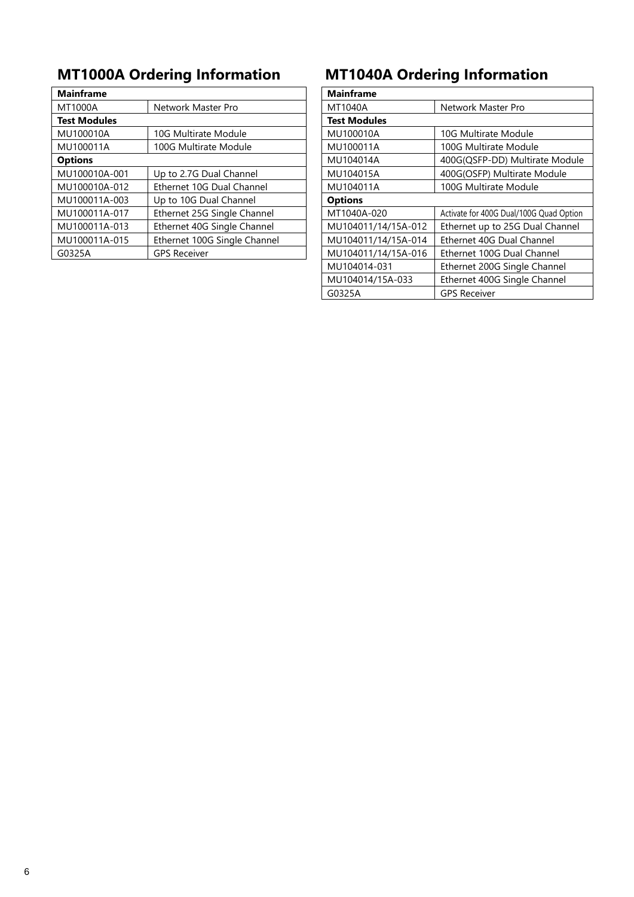## MT1000A Ordering Information

| Mainframe | |
|---|---|
| MT1000A | Network Master Pro |
| **Test Modules** | |
| MU100010A | 10G Multirate Module |
| MU100011A | 100G Multirate Module |
| **Options** | |
| MU100010A-001 | Up to 2.7G Dual Channel |
| MU100010A-012 | Ethernet 10G Dual Channel |
| MU100011A-003 | Up to 10G Dual Channel |
| MU100011A-017 | Ethernet 25G Single Channel |
| MU100011A-013 | Ethernet 40G Single Channel |
| MU100011A-015 | Ethernet 100G Single Channel |
| G0325A | GPS Receiver |

## MT1040A Ordering Information

| Mainframe | |
|---|---|
| MT1040A | Network Master Pro |
| **Test Modules** | |
| MU100010A | 10G Multirate Module |
| MU100011A | 100G Multirate Module |
| MU104014A | 400G(QSFP-DD) Multirate Module |
| MU104015A | 400G(OSFP) Multirate Module |
| MU104011A | 100G Multirate Module |
| **Options** | |
| MT1040A-020 | Activate for 400G Dual/100G Quad Option |
| MU104011/14/15A-012 | Ethernet up to 25G Dual Channel |
| MU104011/14/15A-014 | Ethernet 40G Dual Channel |
| MU104011/14/15A-016 | Ethernet 100G Dual Channel |
| MU104014-031 | Ethernet 200G Single Channel |
| MU104014/15A-033 | Ethernet 400G Single Channel |
| G0325A | GPS Receiver |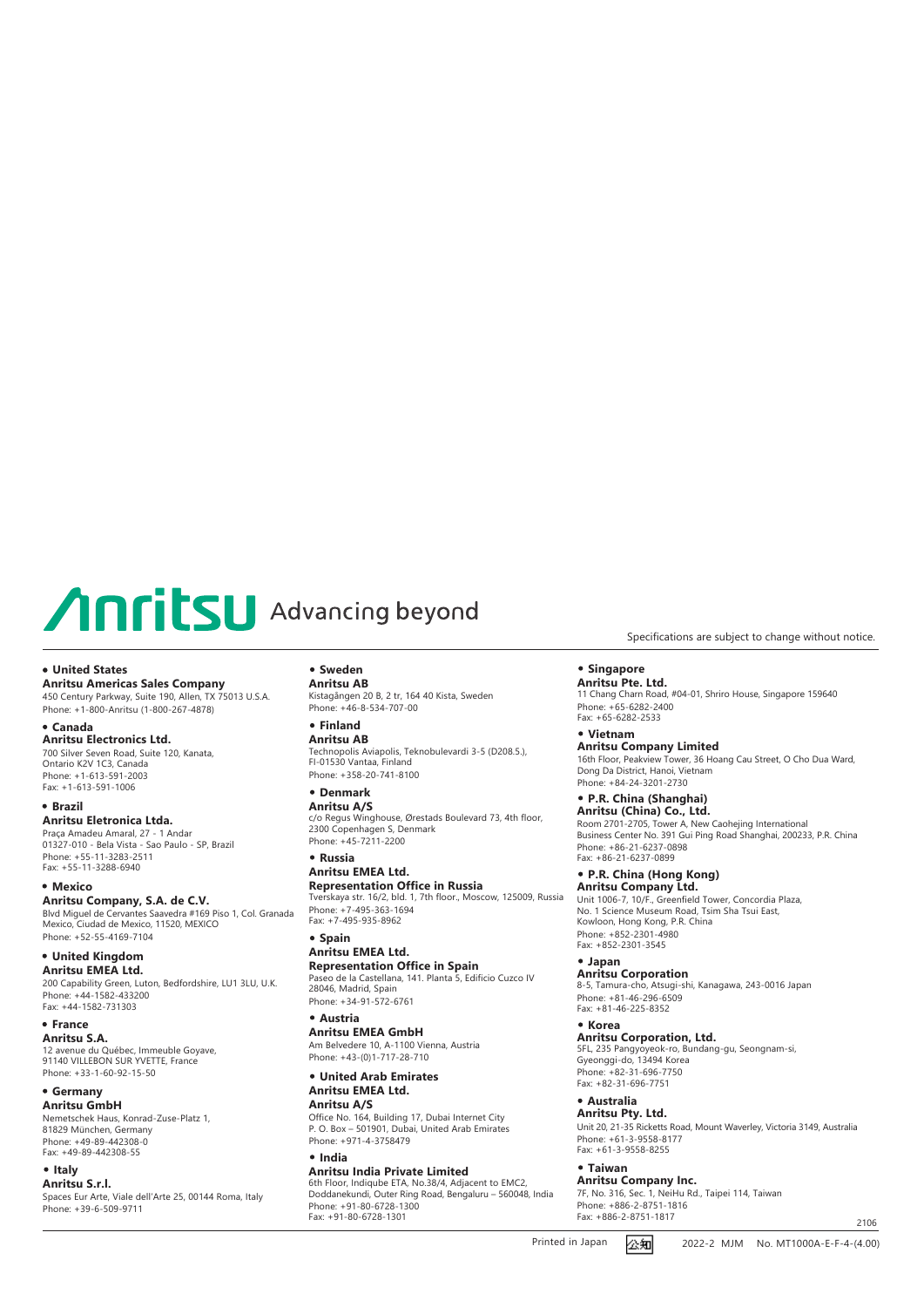Anritsu Advancing beyond

Specifications are subject to change without notice.

**• United States**
**Anritsu Americas Sales Company**
450 Century Parkway, Suite 190, Allen, TX 75013 U.S.A.
Phone: +1-800-Anritsu (1-800-267-4878)

**• Canada**
**Anritsu Electronics Ltd.**
700 Silver Seven Road, Suite 120, Kanata,
Ontario K2V 1C3, Canada
Phone: +1-613-591-2003
Fax: +1-613-591-1006

**• Brazil**
**Anritsu Eletronica Ltda.**
Praça Amadeu Amaral, 27 - 1 Andar
01327-010 - Bela Vista - Sao Paulo - SP, Brazil
Phone: +55-11-3283-2511
Fax: +55-11-3288-6940

**• Mexico**
**Anritsu Company, S.A. de C.V.**
Blvd Miguel de Cervantes Saavedra #169 Piso 1, Col. Granada
Mexico, Ciudad de Mexico, 11520, MEXICO
Phone: +52-55-4169-7104

**• United Kingdom**
**Anritsu EMEA Ltd.**
200 Capability Green, Luton, Bedfordshire, LU1 3LU, U.K.
Phone: +44-1582-433200
Fax: +44-1582-731303

**• France**
**Anritsu S.A.**
12 avenue du Québec, Immeuble Goyave,
91140 VILLEBON SUR YVETTE, France
Phone: +33-1-60-92-15-50

**• Germany**
**Anritsu GmbH**
Nemetschek Haus, Konrad-Zuse-Platz 1,
81829 München, Germany
Phone: +49-89-442308-0
Fax: +49-89-442308-55

**• Italy**
**Anritsu S.r.l.**
Spaces Eur Arte, Viale dell'Arte 25, 00144 Roma, Italy
Phone: +39-6-509-9711

**• Sweden**
**Anritsu AB**
Kistagången 20 B, 2 tr, 164 40 Kista, Sweden
Phone: +46-8-534-707-00

**• Finland**
**Anritsu AB**
Technopolis Aviapolis, Teknobulevardi 3-5 (D208.5.),
FI-01530 Vantaa, Finland
Phone: +358-20-741-8100

**• Denmark**
**Anritsu A/S**
c/o Regus Winghouse, Ørestads Boulevard 73, 4th floor,
2300 Copenhagen S, Denmark
Phone: +45-7211-2200

**• Russia**
**Anritsu EMEA Ltd.**
**Representation Office in Russia**
Tverskaya str. 16/2, bld. 1, 7th floor., Moscow, 125009, Russia
Phone: +7-495-363-1694
Fax: +7-495-935-8962

**• Spain**
**Anritsu EMEA Ltd.**
**Representation Office in Spain**
Paseo de la Castellana, 141. Planta 5, Edificio Cuzco IV
28046, Madrid, Spain
Phone: +34-91-572-6761

**• Austria**
**Anritsu EMEA GmbH**
Am Belvedere 10, A-1100 Vienna, Austria
Phone: +43-(0)1-717-28-710

**• United Arab Emirates**
**Anritsu EMEA Ltd.**
**Anritsu A/S**
Office No. 164, Building 17, Dubai Internet City
P. O. Box – 501901, Dubai, United Arab Emirates
Phone: +971-4-3758479

**• India**
**Anritsu India Private Limited**
6th Floor, Indiqube ETA, No.38/4, Adjacent to EMC2,
Doddanekundi, Outer Ring Road, Bengaluru – 560048, India
Phone: +91-80-6728-1300
Fax: +91-80-6728-1301

**• Singapore**
**Anritsu Pte. Ltd.**
11 Chang Charn Road, #04-01, Shriro House, Singapore 159640
Phone: +65-6282-2400
Fax: +65-6282-2533

**• Vietnam**
**Anritsu Company Limited**
16th Floor, Peakview Tower, 36 Hoang Cau Street, O Cho Dua Ward,
Dong Da District, Hanoi, Vietnam
Phone: +84-24-3201-2730

**• P.R. China (Shanghai)**
**Anritsu (China) Co., Ltd.**
Room 2701-2705, Tower A, New Caohejing International
Business Center No. 391 Gui Ping Road Shanghai, 200233, P.R. China
Phone: +86-21-6237-0898
Fax: +86-21-6237-0899

**• P.R. China (Hong Kong)**
**Anritsu Company Ltd.**
Unit 1006-7, 10/F., Greenfield Tower, Concordia Plaza,
No. 1 Science Museum Road, Tsim Sha Tsui East,
Kowloon, Hong Kong, P.R. China
Phone: +852-2301-4980
Fax: +852-2301-3545

**• Japan**
**Anritsu Corporation**
8-5, Tamura-cho, Atsugi-shi, Kanagawa, 243-0016 Japan
Phone: +81-46-296-6509
Fax: +81-46-225-8352

**• Korea**
**Anritsu Corporation, Ltd.**
5FL, 235 Pangyoyeok-ro, Bundang-gu, Seongnam-si,
Gyeonggi-do, 13494 Korea
Phone: +82-31-696-7750
Fax: +82-31-696-7751

**• Australia**
**Anritsu Pty. Ltd.**
Unit 20, 21-35 Ricketts Road, Mount Waverley, Victoria 3149, Australia
Phone: +61-3-9558-8177
Fax: +61-3-9558-8255

**• Taiwan**
**Anritsu Company Inc.**
7F, No. 316, Sec. 1, NeiHu Rd., Taipei 114, Taiwan
Phone: +886-2-8751-1816
Fax: +886-2-8751-1817

2106

Printed in Japan 公知 2022-2 MJM No. MT1000A-E-F-4-(4.00)